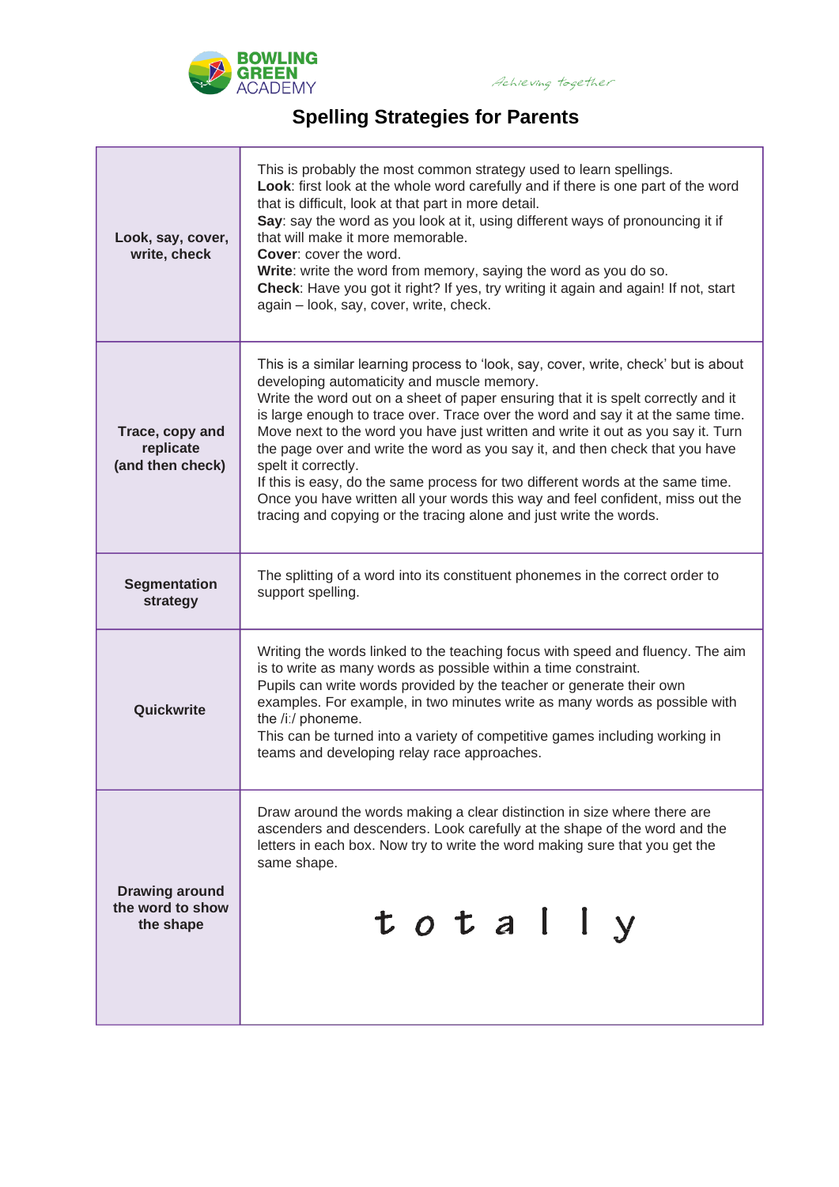BOWLING GREEN ACADEMY

*Achieving together*

# Spelling Strategies for Parents

| | |
|---|---|
| **Look, say, cover, write, check** | This is probably the most common strategy used to learn spellings.<br>**Look**: first look at the whole word carefully and if there is one part of the word that is difficult, look at that part in more detail.<br>**Say**: say the word as you look at it, using different ways of pronouncing it if that will make it more memorable.<br>**Cover**: cover the word.<br>**Write**: write the word from memory, saying the word as you do so.<br>**Check**: Have you got it right? If yes, try writing it again and again! If not, start again – look, say, cover, write, check. |
| **Trace, copy and replicate (and then check)** | This is a similar learning process to 'look, say, cover, write, check' but is about developing automaticity and muscle memory.<br>Write the word out on a sheet of paper ensuring that it is spelt correctly and it is large enough to trace over. Trace over the word and say it at the same time. Move next to the word you have just written and write it out as you say it. Turn the page over and write the word as you say it, and then check that you have spelt it correctly.<br>If this is easy, do the same process for two different words at the same time. Once you have written all your words this way and feel confident, miss out the tracing and copying or the tracing alone and just write the words. |
| **Segmentation strategy** | The splitting of a word into its constituent phonemes in the correct order to support spelling. |
| **Quickwrite** | Writing the words linked to the teaching focus with speed and fluency. The aim is to write as many words as possible within a time constraint.<br>Pupils can write words provided by the teacher or generate their own examples. For example, in two minutes write as many words as possible with the /iː/ phoneme.<br>This can be turned into a variety of competitive games including working in teams and developing relay race approaches. |
| **Drawing around the word to show the shape** | Draw around the words making a clear distinction in size where there are ascenders and descenders. Look carefully at the shape of the word and the letters in each box. Now try to write the word making sure that you get the same shape.<br><br>t o t a l l y |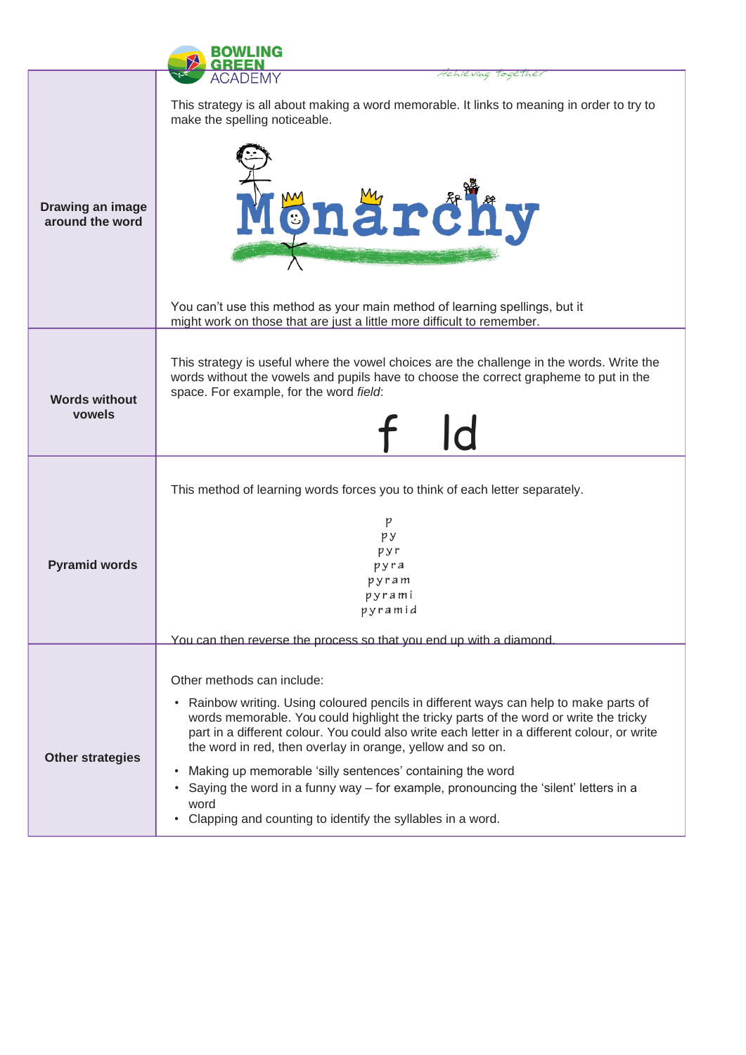| | |
|---|---|
| **Drawing an image around the word** | This strategy is all about making a word memorable. It links to meaning in order to try to make the spelling noticeable.<br><br>Monarchy<br><br>You can't use this method as your main method of learning spellings, but it might work on those that are just a little more difficult to remember. |
| **Words without vowels** | This strategy is useful where the vowel choices are the challenge in the words. Write the words without the vowels and pupils have to choose the correct grapheme to put in the space. For example, for the word *field*:<br><br>f  ld |
| **Pyramid words** | This method of learning words forces you to think of each letter separately.<br><br>p<br>py<br>pyr<br>pyra<br>pyram<br>pyrami<br>pyramid<br><br>You can then reverse the process so that you end up with a diamond. |
| **Other strategies** | Other methods can include:<br><br>• Rainbow writing. Using coloured pencils in different ways can help to make parts of words memorable. You could highlight the tricky parts of the word or write the tricky part in a different colour. You could also write each letter in a different colour, or write the word in red, then overlay in orange, yellow and so on.<br>• Making up memorable 'silly sentences' containing the word<br>• Saying the word in a funny way – for example, pronouncing the 'silent' letters in a word<br>• Clapping and counting to identify the syllables in a word. |